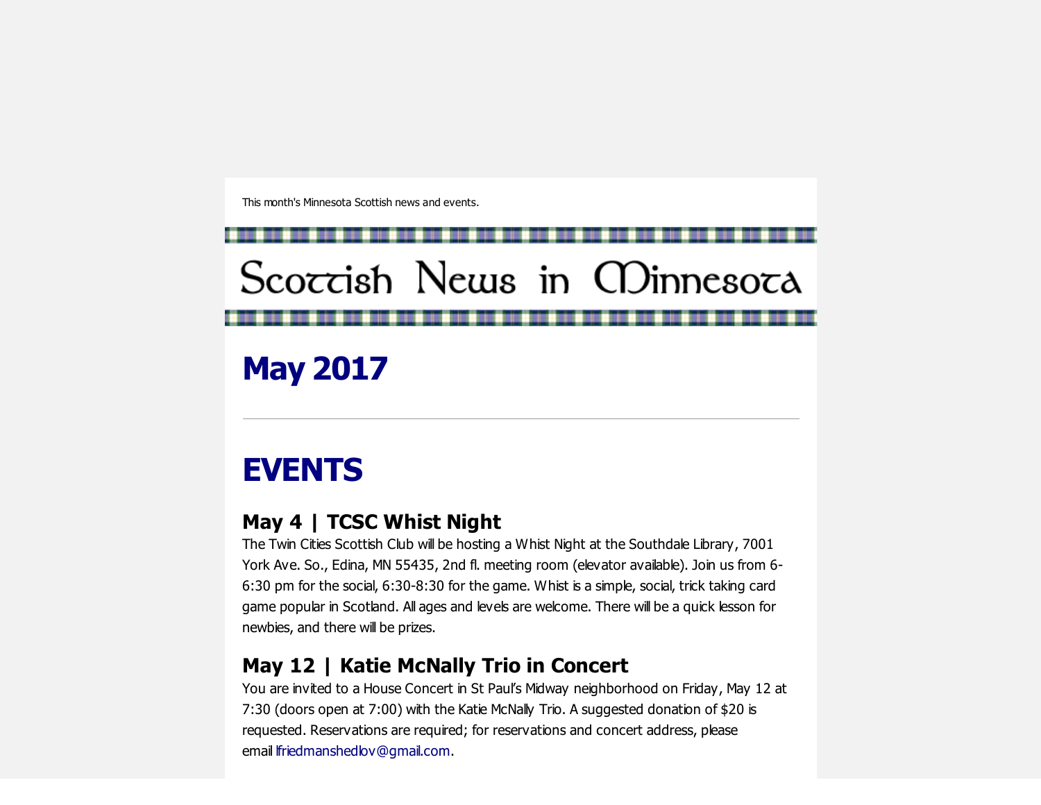This month's Minnesota Scottish news and events.

# Scottish News in Minnesota

# May 2017

---

# EVENTS

### May 4 | TCSC Whist Night

The Twin Cities Scottish Club will be hosting a Whist Night at the Southdale Library, 7001 York Ave. So., Edina, MN 55435, 2nd fl. meeting room (elevator available). Join us from 6-6:30 pm for the social, 6:30-8:30 for the game. Whist is a simple, social, trick taking card game popular in Scotland. All ages and levels are welcome. There will be a quick lesson for newbies, and there will be prizes.

### May 12 | Katie McNally Trio in Concert

You are invited to a House Concert in St Paul's Midway neighborhood on Friday, May 12 at 7:30 (doors open at 7:00) with the Katie McNally Trio. A suggested donation of $20 is requested. Reservations are required; for reservations and concert address, please email lfriedmanshedlov@gmail.com.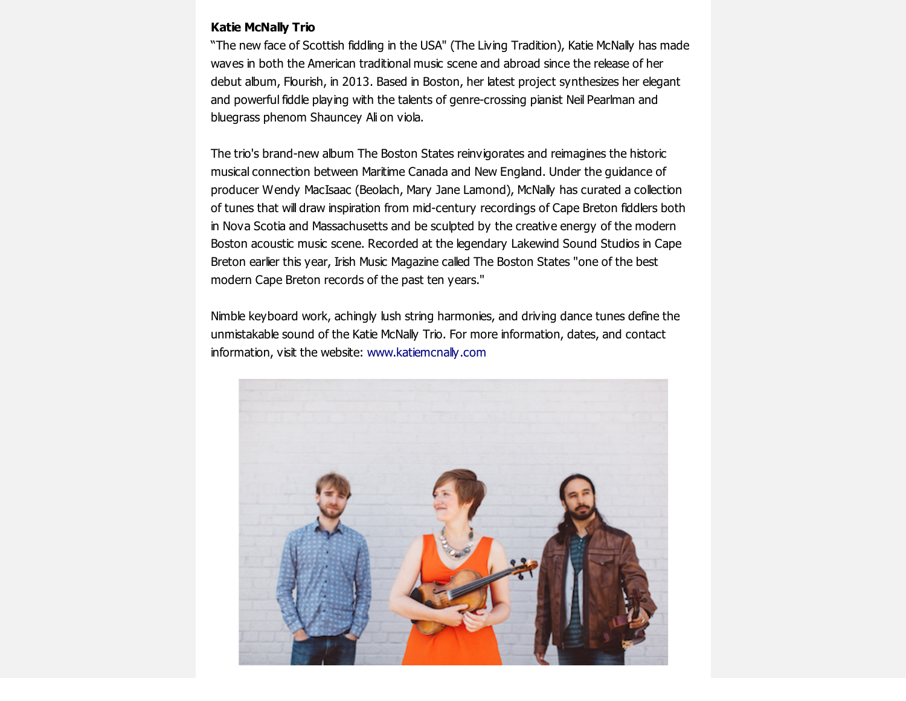**Katie McNally Trio**

"The new face of Scottish fiddling in the USA" (The Living Tradition), Katie McNally has made waves in both the American traditional music scene and abroad since the release of her debut album, Flourish, in 2013. Based in Boston, her latest project synthesizes her elegant and powerful fiddle playing with the talents of genre-crossing pianist Neil Pearlman and bluegrass phenom Shauncey Ali on viola.

The trio's brand-new album The Boston States reinvigorates and reimagines the historic musical connection between Maritime Canada and New England. Under the guidance of producer Wendy MacIsaac (Beolach, Mary Jane Lamond), McNally has curated a collection of tunes that will draw inspiration from mid-century recordings of Cape Breton fiddlers both in Nova Scotia and Massachusetts and be sculpted by the creative energy of the modern Boston acoustic music scene. Recorded at the legendary Lakewind Sound Studios in Cape Breton earlier this year, Irish Music Magazine called The Boston States "one of the best modern Cape Breton records of the past ten years."

Nimble keyboard work, achingly lush string harmonies, and driving dance tunes define the unmistakable sound of the Katie McNally Trio. For more information, dates, and contact information, visit the website: www.katiemcnally.com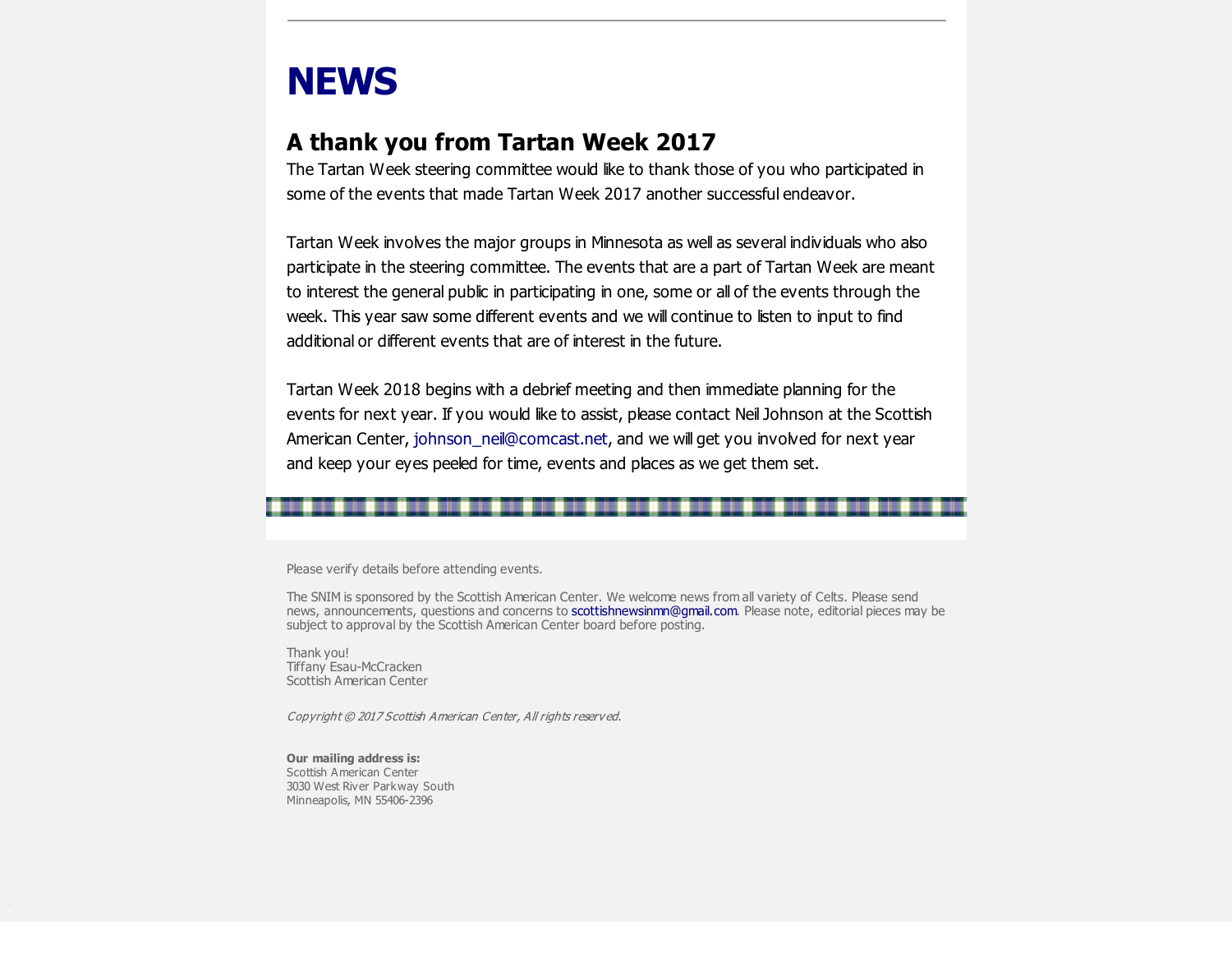# NEWS

## A thank you from Tartan Week 2017

The Tartan Week steering committee would like to thank those of you who participated in some of the events that made Tartan Week 2017 another successful endeavor.

Tartan Week involves the major groups in Minnesota as well as several individuals who also participate in the steering committee. The events that are a part of Tartan Week are meant to interest the general public in participating in one, some or all of the events through the week. This year saw some different events and we will continue to listen to input to find additional or different events that are of interest in the future.

Tartan Week 2018 begins with a debrief meeting and then immediate planning for the events for next year. If you would like to assist, please contact Neil Johnson at the Scottish American Center, johnson_neil@comcast.net, and we will get you involved for next year and keep your eyes peeled for time, events and places as we get them set.

Please verify details before attending events.

The SNIM is sponsored by the Scottish American Center. We welcome news from all variety of Celts. Please send news, announcements, questions and concerns to scottishnewsinmn@gmail.com. Please note, editorial pieces may be subject to approval by the Scottish American Center board before posting.

Thank you!
Tiffany Esau-McCracken
Scottish American Center

*Copyright © 2017 Scottish American Center, All rights reserved.*

**Our mailing address is:**
Scottish American Center
3030 West River Parkway South
Minneapolis, MN 55406-2396